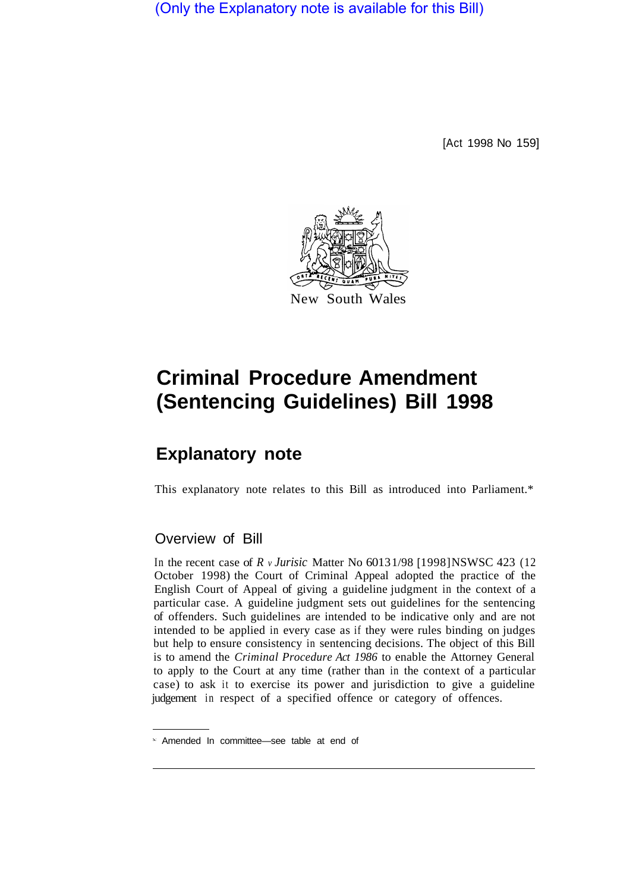(Only the Explanatory note is available for this Bill)

[Act 1998 No 159]

New South Wales

# Criminal Procedure Amendment (Sentencing Guidelines) Bill 1998

## Explanatory note

This explanatory note relates to this Bill as introduced into Parliament.*

### Overview of Bill

In the recent case of *R v Jurisic* Matter No 60131/98 [1998]NSWSC 423 (12 October 1998) the Court of Criminal Appeal adopted the practice of the English Court of Appeal of giving a guideline judgment in the context of a particular case. A guideline judgment sets out guidelines for the sentencing of offenders. Such guidelines are intended to be indicative only and are not intended to be applied in every case as if they were rules binding on judges but help to ensure consistency in sentencing decisions. The object of this Bill is to amend the *Criminal Procedure Act 1986* to enable the Attorney General to apply to the Court at any time (rather than in the context of a particular case) to ask it to exercise its power and jurisdiction to give a guideline judgement in respect of a specified offence or category of offences.

* Amended In committee—see table at end of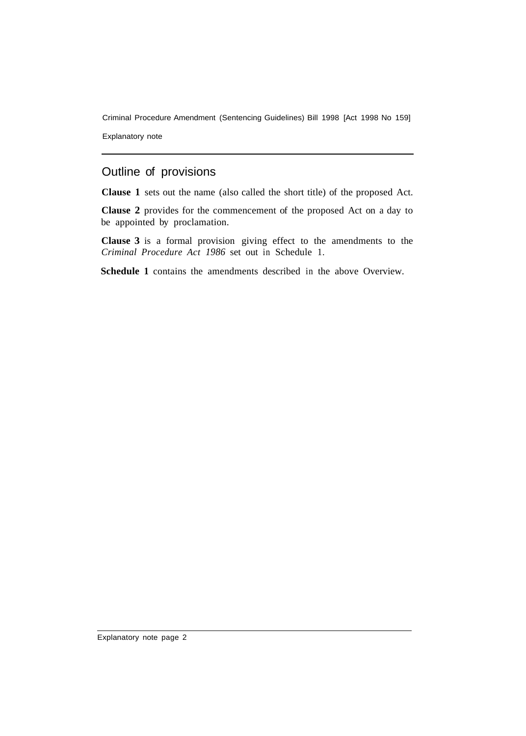## Outline of provisions

**Clause 1** sets out the name (also called the short title) of the proposed Act.

**Clause 2** provides for the commencement of the proposed Act on a day to be appointed by proclamation.

**Clause 3** is a formal provision giving effect to the amendments to the *Criminal Procedure Act 1986* set out in Schedule 1.

**Schedule 1** contains the amendments described in the above Overview.